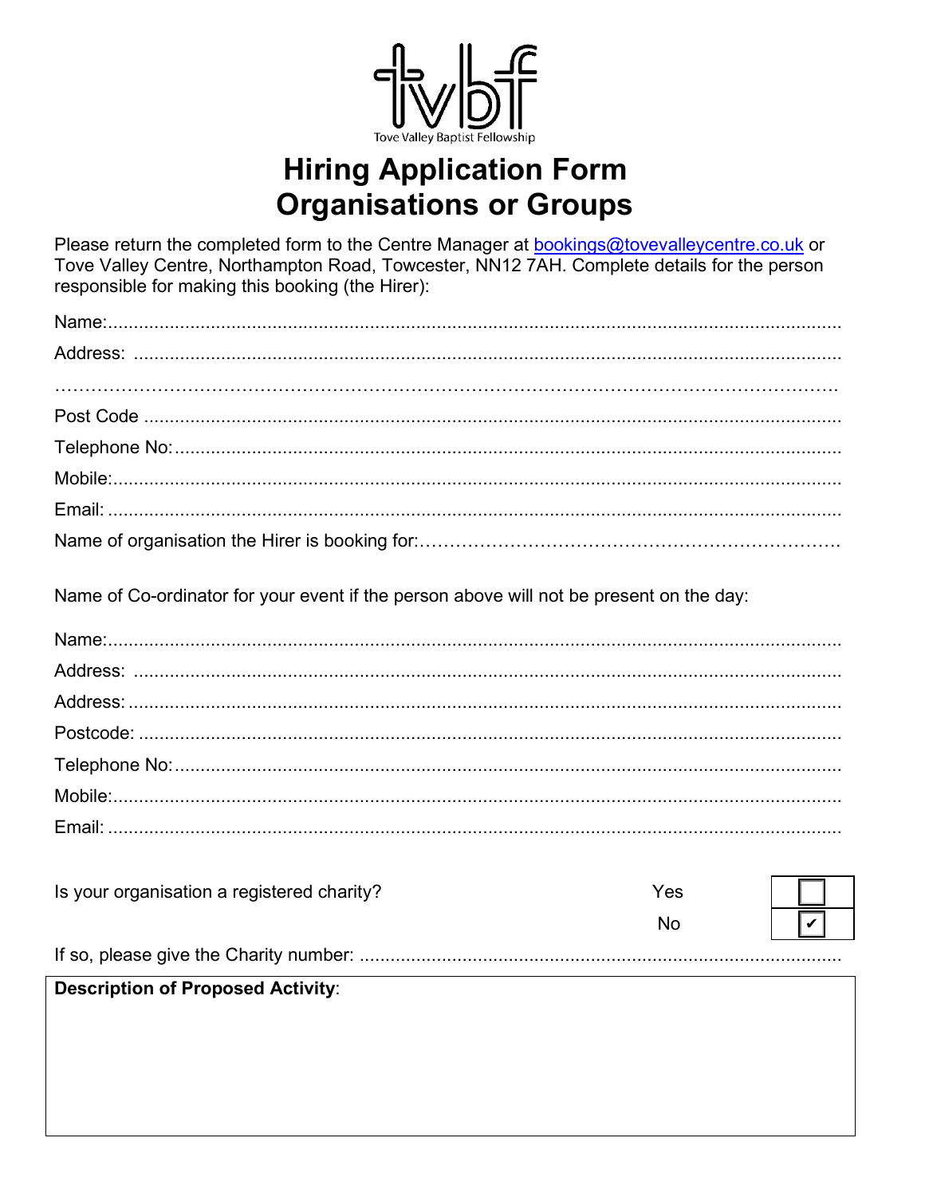tvbf

Tove Valley Baptist Fellowship

# Hiring Application Form
# Organisations or Groups

Please return the completed form to the Centre Manager at [bookings@tovevalleycentre.co.uk](mailto:bookings@tovevalleycentre.co.uk) or Tove Valley Centre, Northampton Road, Towcester, NN12 7AH. Complete details for the person responsible for making this booking (the Hirer):

Name:..................................................................................................................................

Address: ..............................................................................................................................

……………………………………………………………………………………………………………

Post Code ............................................................................................................................

Telephone No:......................................................................................................................

Mobile:.................................................................................................................................

Email: ..................................................................................................................................

Name of organisation the Hirer is booking for:…………………………………………………………

Name of Co-ordinator for your event if the person above will not be present on the day:

Name:..................................................................................................................................

Address: ..............................................................................................................................

Address: ..............................................................................................................................

Postcode: .............................................................................................................................

Telephone No:......................................................................................................................

Mobile:.................................................................................................................................

Email: ..................................................................................................................................

| Is your organisation a registered charity? | | |
|---|---|---|
| | Yes | ☐ |
| | No | ☑ |

If so, please give the Charity number: ..............................................................................

| **Description of Proposed Activity**: |
|---|
| |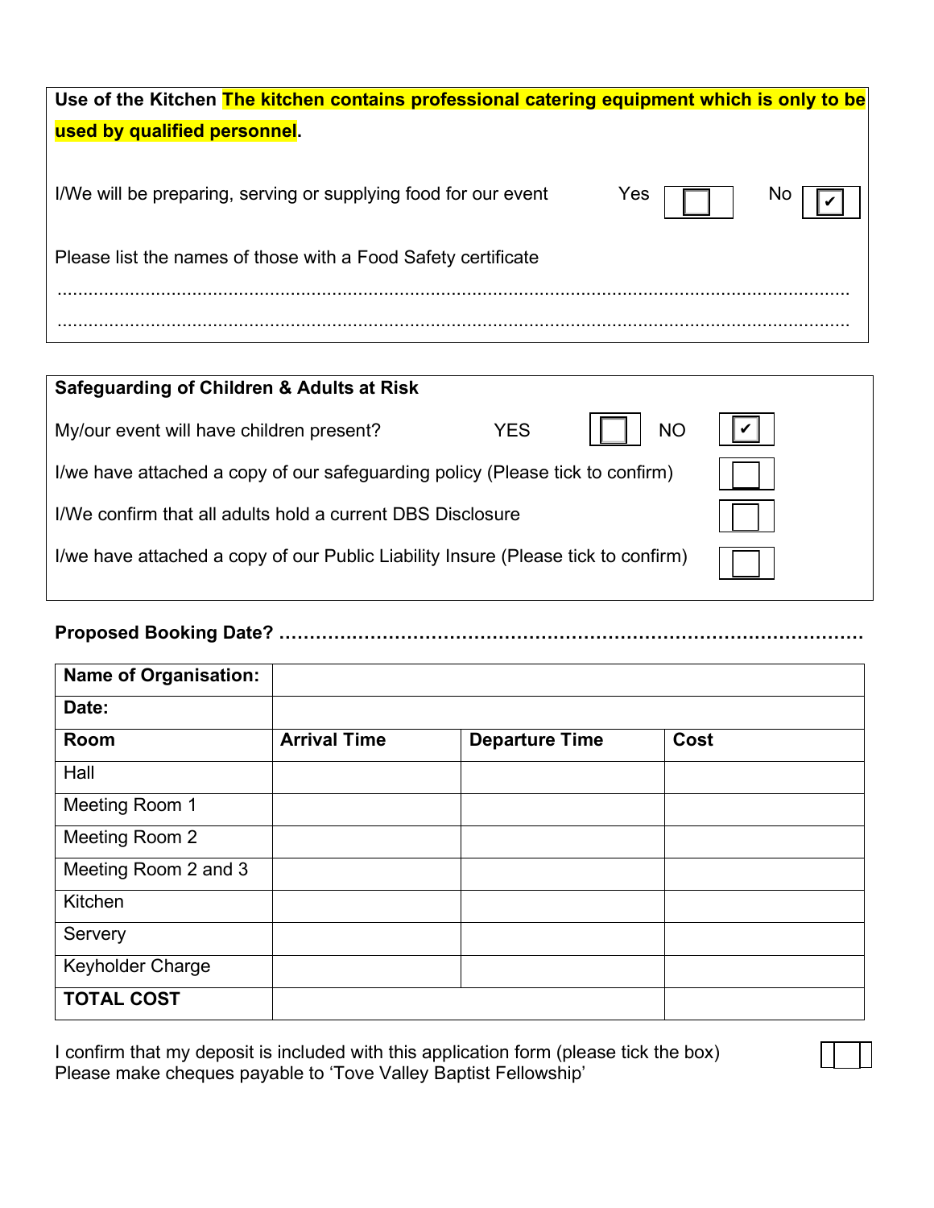**Use of the Kitchen** **The kitchen contains professional catering equipment which is only to be used by qualified personnel**.

I/We will be preparing, serving or supplying food for our event   Yes ☐   No ☑

Please list the names of those with a Food Safety certificate

.......................................................................................................................................................

.......................................................................................................................................................

**Safeguarding of Children & Adults at Risk**

My/our event will have children present?   YES ☐   NO ☑

I/we have attached a copy of our safeguarding policy (Please tick to confirm) ☐

I/We confirm that all adults hold a current DBS Disclosure ☐

I/we have attached a copy of our Public Liability Insure (Please tick to confirm) ☐

**Proposed Booking Date? ………………………………………………………………………………**

| **Name of Organisation:** | | | |
|---|---|---|---|
| **Date:** | | | |
| **Room** | **Arrival Time** | **Departure Time** | **Cost** |
| Hall | | | |
| Meeting Room 1 | | | |
| Meeting Room 2 | | | |
| Meeting Room 2 and 3 | | | |
| Kitchen | | | |
| Servery | | | |
| Keyholder Charge | | | |
| **TOTAL COST** | | | |

I confirm that my deposit is included with this application form (please tick the box) ☐
Please make cheques payable to 'Tove Valley Baptist Fellowship'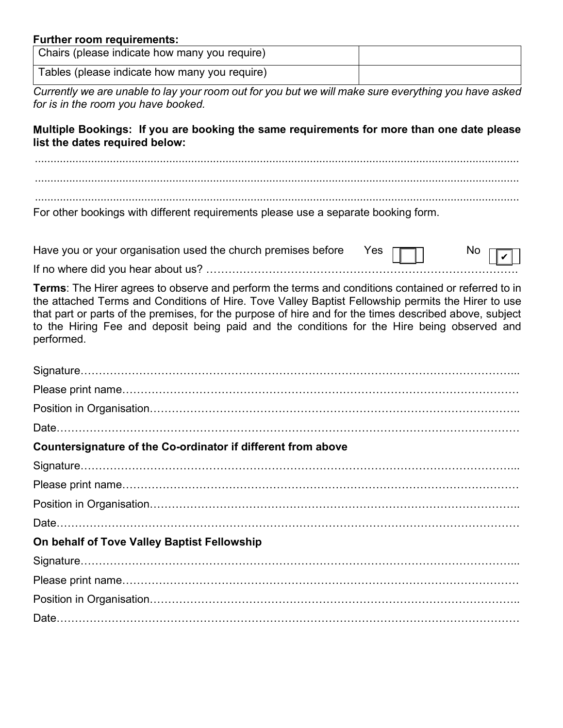**Further room requirements:**

| | |
|---|---|
| Chairs (please indicate how many you require) | |
| Tables (please indicate how many you require) | |

*Currently we are unable to lay your room out for you but we will make sure everything you have asked for is in the room you have booked.*

**Multiple Bookings: If you are booking the same requirements for more than one date please list the dates required below:**

.............................................................................................................................................

.............................................................................................................................................

.............................................................................................................................................

For other bookings with different requirements please use a separate booking form.

Have you or your organisation used the church premises before Yes ☐ No ☑

If no where did you hear about us? ……………………………………………………………………….

**Terms**: The Hirer agrees to observe and perform the terms and conditions contained or referred to in the attached Terms and Conditions of Hire. Tove Valley Baptist Fellowship permits the Hirer to use that part or parts of the premises, for the purpose of hire and for the times described above, subject to the Hiring Fee and deposit being paid and the conditions for the Hire being observed and performed.

Signature……………………………………………………………………………………………………...

Please print name……………………………………………………………………………………………

Position in Organisation……………………………………………………………………………………..

Date……………………………………………………………………………………………………………

**Countersignature of the Co-ordinator if different from above**

Signature……………………………………………………………………………………………………...

Please print name……………………………………………………………………………………………

Position in Organisation……………………………………………………………………………………..

Date……………………………………………………………………………………………………………

**On behalf of Tove Valley Baptist Fellowship**

Signature……………………………………………………………………………………………………...

Please print name……………………………………………………………………………………………

Position in Organisation……………………………………………………………………………………..

Date……………………………………………………………………………………………………………